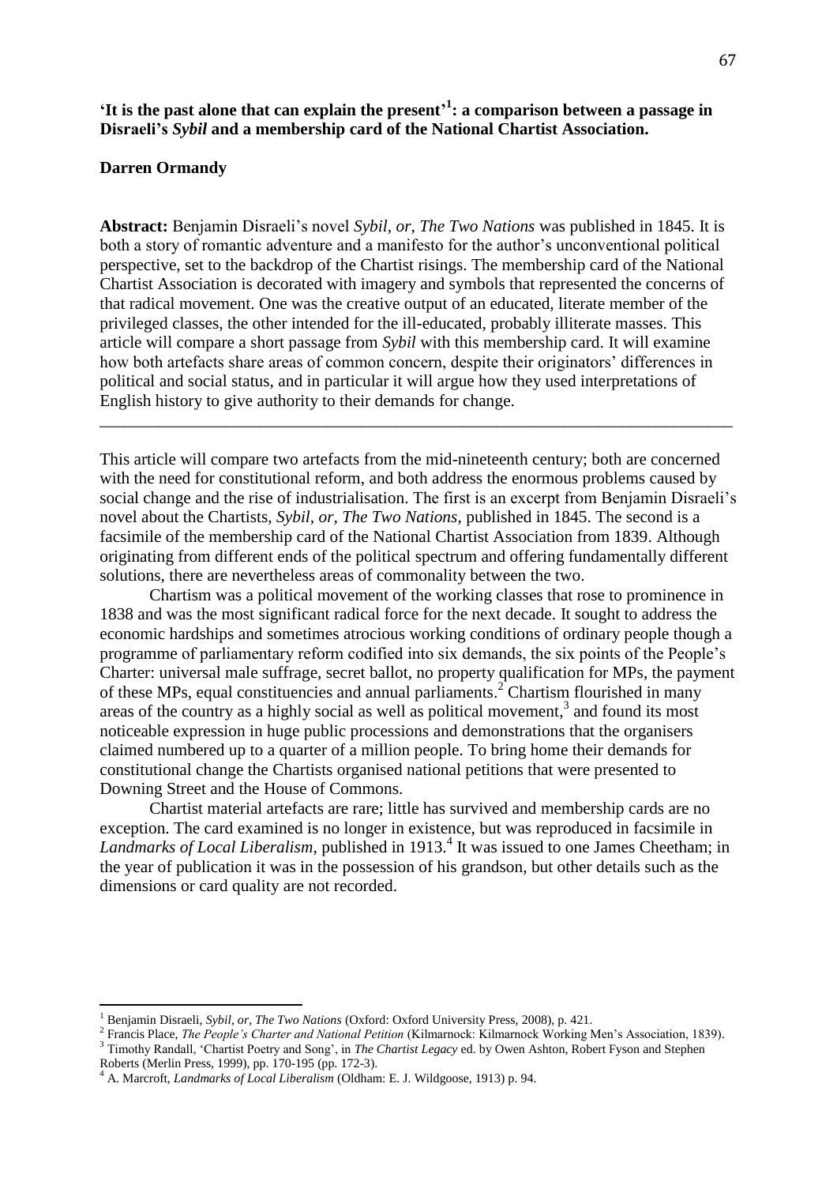# 'It is the past alone that can explain the present'[1]: a comparison between a passage in Disraeli's *Sybil* and a membership card of the National Chartist Association.

**Darren Ormandy**

**Abstract:** Benjamin Disraeli's novel *Sybil, or, The Two Nations* was published in 1845. It is both a story of romantic adventure and a manifesto for the author's unconventional political perspective, set to the backdrop of the Chartist risings. The membership card of the National Chartist Association is decorated with imagery and symbols that represented the concerns of that radical movement. One was the creative output of an educated, literate member of the privileged classes, the other intended for the ill-educated, probably illiterate masses. This article will compare a short passage from *Sybil* with this membership card. It will examine how both artefacts share areas of common concern, despite their originators' differences in political and social status, and in particular it will argue how they used interpretations of English history to give authority to their demands for change.

---

This article will compare two artefacts from the mid-nineteenth century; both are concerned with the need for constitutional reform, and both address the enormous problems caused by social change and the rise of industrialisation. The first is an excerpt from Benjamin Disraeli's novel about the Chartists, *Sybil, or, The Two Nations*, published in 1845. The second is a facsimile of the membership card of the National Chartist Association from 1839. Although originating from different ends of the political spectrum and offering fundamentally different solutions, there are nevertheless areas of commonality between the two.

Chartism was a political movement of the working classes that rose to prominence in 1838 and was the most significant radical force for the next decade. It sought to address the economic hardships and sometimes atrocious working conditions of ordinary people though a programme of parliamentary reform codified into six demands, the six points of the People's Charter: universal male suffrage, secret ballot, no property qualification for MPs, the payment of these MPs, equal constituencies and annual parliaments.[2] Chartism flourished in many areas of the country as a highly social as well as political movement,[3] and found its most noticeable expression in huge public processions and demonstrations that the organisers claimed numbered up to a quarter of a million people. To bring home their demands for constitutional change the Chartists organised national petitions that were presented to Downing Street and the House of Commons.

Chartist material artefacts are rare; little has survived and membership cards are no exception. The card examined is no longer in existence, but was reproduced in facsimile in *Landmarks of Local Liberalism*, published in 1913.[4] It was issued to one James Cheetham; in the year of publication it was in the possession of his grandson, but other details such as the dimensions or card quality are not recorded.

---

[1] Benjamin Disraeli, *Sybil, or, The Two Nations* (Oxford: Oxford University Press, 2008), p. 421.

[2] Francis Place, *The People's Charter and National Petition* (Kilmarnock: Kilmarnock Working Men's Association, 1839).

[3] Timothy Randall, 'Chartist Poetry and Song', in *The Chartist Legacy* ed. by Owen Ashton, Robert Fyson and Stephen Roberts (Merlin Press, 1999), pp. 170-195 (pp. 172-3).

[4] A. Marcroft, *Landmarks of Local Liberalism* (Oldham: E. J. Wildgoose, 1913) p. 94.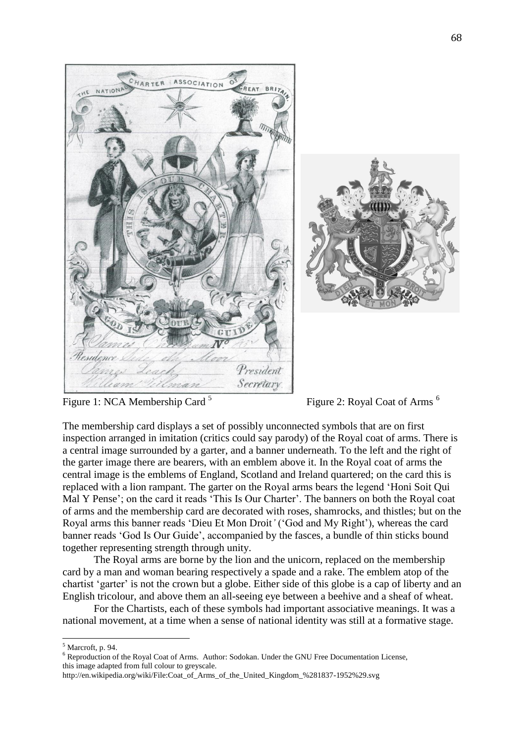Figure 1: NCA Membership Card [5]

Figure 2: Royal Coat of Arms [6]

The membership card displays a set of possibly unconnected symbols that are on first inspection arranged in imitation (critics could say parody) of the Royal coat of arms. There is a central image surrounded by a garter, and a banner underneath. To the left and the right of the garter image there are bearers, with an emblem above it. In the Royal coat of arms the central image is the emblems of England, Scotland and Ireland quartered; on the card this is replaced with a lion rampant. The garter on the Royal arms bears the legend 'Honi Soit Qui Mal Y Pense'; on the card it reads 'This Is Our Charter'. The banners on both the Royal coat of arms and the membership card are decorated with roses, shamrocks, and thistles; but on the Royal arms this banner reads 'Dieu Et Mon Droit*'* ('God and My Right'), whereas the card banner reads 'God Is Our Guide', accompanied by the fasces, a bundle of thin sticks bound together representing strength through unity.

The Royal arms are borne by the lion and the unicorn, replaced on the membership card by a man and woman bearing respectively a spade and a rake. The emblem atop of the chartist 'garter' is not the crown but a globe. Either side of this globe is a cap of liberty and an English tricolour, and above them an all-seeing eye between a beehive and a sheaf of wheat.

For the Chartists, each of these symbols had important associative meanings. It was a national movement, at a time when a sense of national identity was still at a formative stage.

---

[5] Marcroft, p. 94.

[6] Reproduction of the Royal Coat of Arms. Author: Sodokan. Under the GNU Free Documentation License, this image adapted from full colour to greyscale.
http://en.wikipedia.org/wiki/File:Coat_of_Arms_of_the_United_Kingdom_%281837-1952%29.svg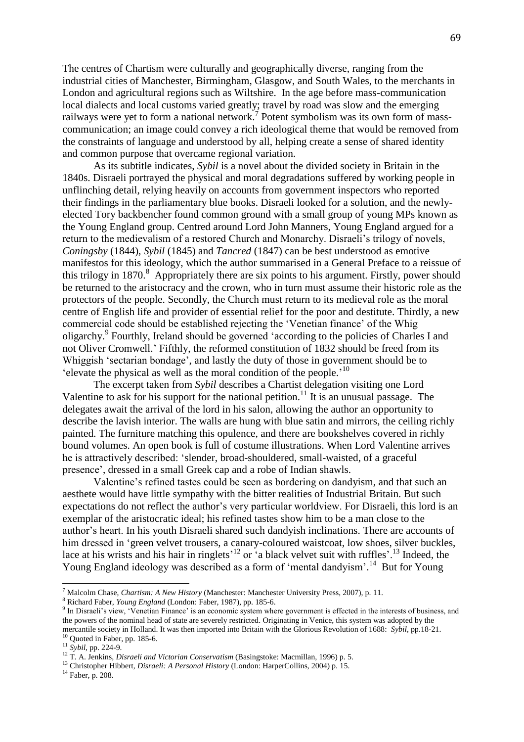The centres of Chartism were culturally and geographically diverse, ranging from the industrial cities of Manchester, Birmingham, Glasgow, and South Wales, to the merchants in London and agricultural regions such as Wiltshire. In the age before mass-communication local dialects and local customs varied greatly; travel by road was slow and the emerging railways were yet to form a national network.[7] Potent symbolism was its own form of mass-communication; an image could convey a rich ideological theme that would be removed from the constraints of language and understood by all, helping create a sense of shared identity and common purpose that overcame regional variation.

As its subtitle indicates, *Sybil* is a novel about the divided society in Britain in the 1840s. Disraeli portrayed the physical and moral degradations suffered by working people in unflinching detail, relying heavily on accounts from government inspectors who reported their findings in the parliamentary blue books. Disraeli looked for a solution, and the newly-elected Tory backbencher found common ground with a small group of young MPs known as the Young England group. Centred around Lord John Manners, Young England argued for a return to the medievalism of a restored Church and Monarchy. Disraeli's trilogy of novels, *Coningsby* (1844), *Sybil* (1845) and *Tancred* (1847) can be best understood as emotive manifestos for this ideology, which the author summarised in a General Preface to a reissue of this trilogy in 1870.[8] Appropriately there are six points to his argument. Firstly, power should be returned to the aristocracy and the crown, who in turn must assume their historic role as the protectors of the people. Secondly, the Church must return to its medieval role as the moral centre of English life and provider of essential relief for the poor and destitute. Thirdly, a new commercial code should be established rejecting the 'Venetian finance' of the Whig oligarchy.[9] Fourthly, Ireland should be governed 'according to the policies of Charles I and not Oliver Cromwell.' Fifthly, the reformed constitution of 1832 should be freed from its Whiggish 'sectarian bondage', and lastly the duty of those in government should be to 'elevate the physical as well as the moral condition of the people.'[10]

The excerpt taken from *Sybil* describes a Chartist delegation visiting one Lord Valentine to ask for his support for the national petition.[11] It is an unusual passage. The delegates await the arrival of the lord in his salon, allowing the author an opportunity to describe the lavish interior. The walls are hung with blue satin and mirrors, the ceiling richly painted. The furniture matching this opulence, and there are bookshelves covered in richly bound volumes. An open book is full of costume illustrations. When Lord Valentine arrives he is attractively described: 'slender, broad-shouldered, small-waisted, of a graceful presence', dressed in a small Greek cap and a robe of Indian shawls.

Valentine's refined tastes could be seen as bordering on dandyism, and that such an aesthete would have little sympathy with the bitter realities of Industrial Britain. But such expectations do not reflect the author's very particular worldview. For Disraeli, this lord is an exemplar of the aristocratic ideal; his refined tastes show him to be a man close to the author's heart. In his youth Disraeli shared such dandyish inclinations. There are accounts of him dressed in 'green velvet trousers, a canary-coloured waistcoat, low shoes, silver buckles, lace at his wrists and his hair in ringlets'[12] or 'a black velvet suit with ruffles'.[13] Indeed, the Young England ideology was described as a form of 'mental dandyism'.[14] But for Young

---

[7] Malcolm Chase, *Chartism: A New History* (Manchester: Manchester University Press, 2007), p. 11.

[8] Richard Faber, *Young England* (London: Faber, 1987), pp. 185-6.

[9] In Disraeli's view, 'Venetian Finance' is an economic system where government is effected in the interests of business, and the powers of the nominal head of state are severely restricted. Originating in Venice, this system was adopted by the mercantile society in Holland. It was then imported into Britain with the Glorious Revolution of 1688: *Sybil*, pp.18-21.

[10] Quoted in Faber, pp. 185-6.

[11] *Sybil*, pp. 224-9.

[12] T. A. Jenkins, *Disraeli and Victorian Conservatism* (Basingstoke: Macmillan, 1996) p. 5.

[13] Christopher Hibbert, *Disraeli: A Personal History* (London: HarperCollins, 2004) p. 15.

[14] Faber, p. 208.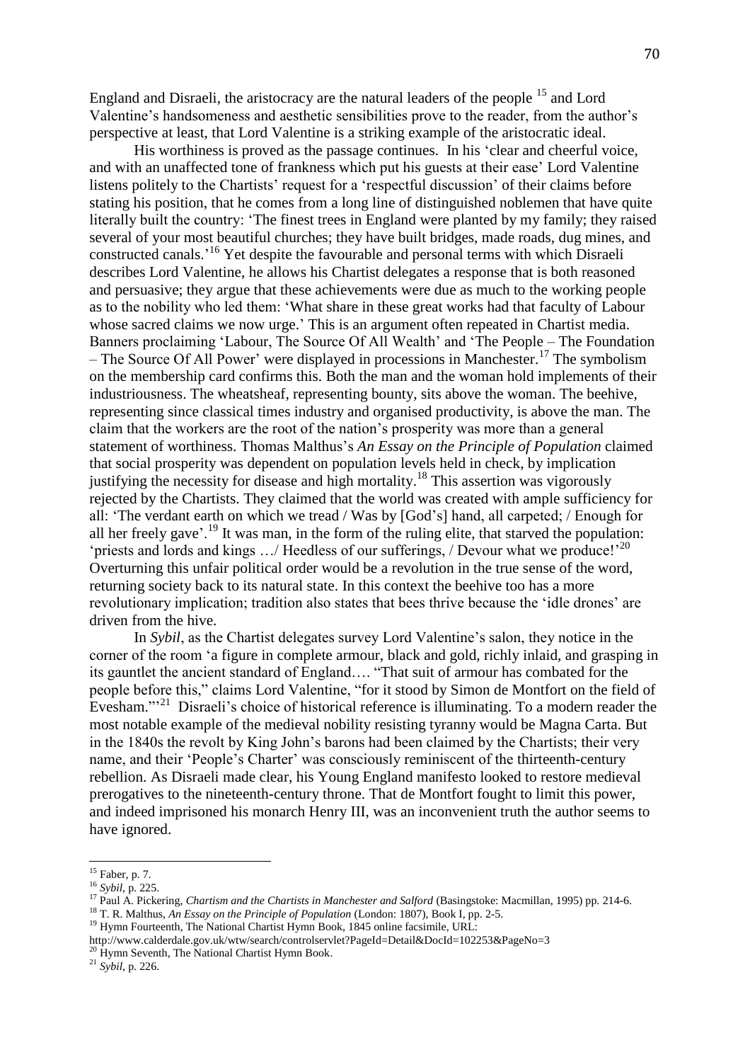England and Disraeli, the aristocracy are the natural leaders of the people [15] and Lord Valentine's handsomeness and aesthetic sensibilities prove to the reader, from the author's perspective at least, that Lord Valentine is a striking example of the aristocratic ideal.

His worthiness is proved as the passage continues. In his 'clear and cheerful voice, and with an unaffected tone of frankness which put his guests at their ease' Lord Valentine listens politely to the Chartists' request for a 'respectful discussion' of their claims before stating his position, that he comes from a long line of distinguished noblemen that have quite literally built the country: 'The finest trees in England were planted by my family; they raised several of your most beautiful churches; they have built bridges, made roads, dug mines, and constructed canals.'[16] Yet despite the favourable and personal terms with which Disraeli describes Lord Valentine, he allows his Chartist delegates a response that is both reasoned and persuasive; they argue that these achievements were due as much to the working people as to the nobility who led them: 'What share in these great works had that faculty of Labour whose sacred claims we now urge.' This is an argument often repeated in Chartist media. Banners proclaiming 'Labour, The Source Of All Wealth' and 'The People – The Foundation – The Source Of All Power' were displayed in processions in Manchester.[17] The symbolism on the membership card confirms this. Both the man and the woman hold implements of their industriousness. The wheatsheaf, representing bounty, sits above the woman. The beehive, representing since classical times industry and organised productivity, is above the man. The claim that the workers are the root of the nation's prosperity was more than a general statement of worthiness. Thomas Malthus's *An Essay on the Principle of Population* claimed that social prosperity was dependent on population levels held in check, by implication justifying the necessity for disease and high mortality.[18] This assertion was vigorously rejected by the Chartists. They claimed that the world was created with ample sufficiency for all: 'The verdant earth on which we tread / Was by [God's] hand, all carpeted; / Enough for all her freely gave'.[19] It was man, in the form of the ruling elite, that starved the population: 'priests and lords and kings …/ Heedless of our sufferings, / Devour what we produce!'[20] Overturning this unfair political order would be a revolution in the true sense of the word, returning society back to its natural state. In this context the beehive too has a more revolutionary implication; tradition also states that bees thrive because the 'idle drones' are driven from the hive.

In *Sybil*, as the Chartist delegates survey Lord Valentine's salon, they notice in the corner of the room 'a figure in complete armour, black and gold, richly inlaid, and grasping in its gauntlet the ancient standard of England…. "That suit of armour has combated for the people before this," claims Lord Valentine, "for it stood by Simon de Montfort on the field of Evesham."'[21] Disraeli's choice of historical reference is illuminating. To a modern reader the most notable example of the medieval nobility resisting tyranny would be Magna Carta. But in the 1840s the revolt by King John's barons had been claimed by the Chartists; their very name, and their 'People's Charter' was consciously reminiscent of the thirteenth-century rebellion. As Disraeli made clear, his Young England manifesto looked to restore medieval prerogatives to the nineteenth-century throne. That de Montfort fought to limit this power, and indeed imprisoned his monarch Henry III, was an inconvenient truth the author seems to have ignored.

---

[15] Faber, p. 7.

[16] *Sybil*, p. 225.

[17] Paul A. Pickering, *Chartism and the Chartists in Manchester and Salford* (Basingstoke: Macmillan, 1995) pp. 214-6.

[18] T. R. Malthus, *An Essay on the Principle of Population* (London: 1807), Book I, pp. 2-5.

[19] Hymn Fourteenth, The National Chartist Hymn Book, 1845 online facsimile, URL: http://www.calderdale.gov.uk/wtw/search/controlservlet?PageId=Detail&DocId=102253&PageNo=3

[20] Hymn Seventh, The National Chartist Hymn Book.

[21] *Sybil*, p. 226.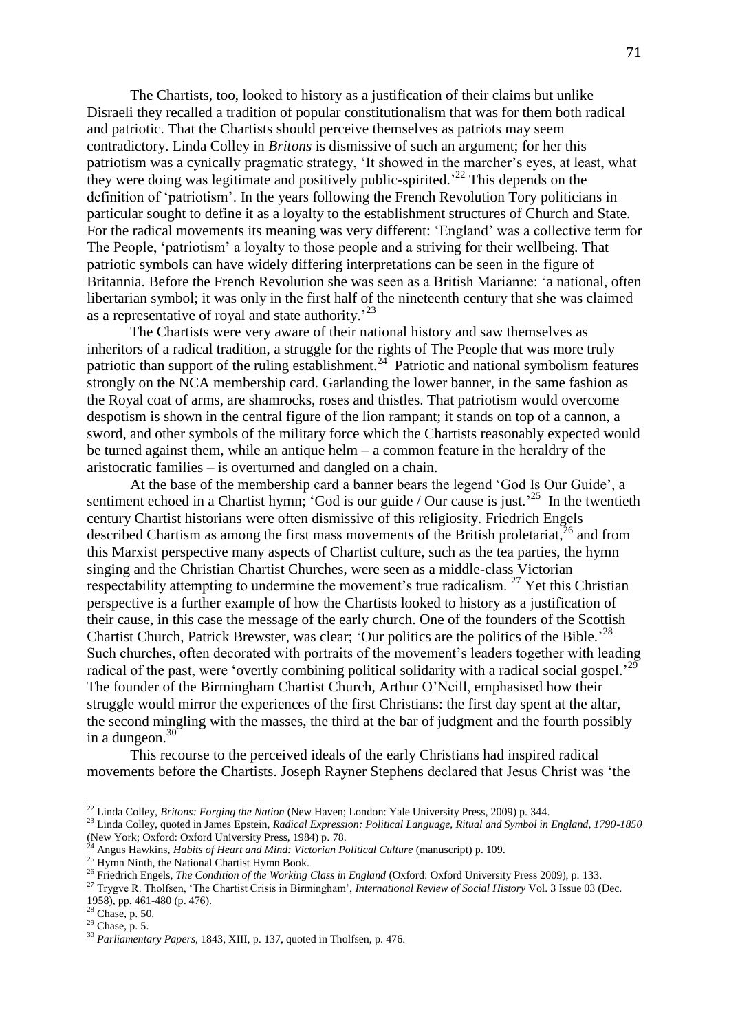The Chartists, too, looked to history as a justification of their claims but unlike Disraeli they recalled a tradition of popular constitutionalism that was for them both radical and patriotic. That the Chartists should perceive themselves as patriots may seem contradictory. Linda Colley in *Britons* is dismissive of such an argument; for her this patriotism was a cynically pragmatic strategy, 'It showed in the marcher's eyes, at least, what they were doing was legitimate and positively public-spirited.'[22] This depends on the definition of 'patriotism'. In the years following the French Revolution Tory politicians in particular sought to define it as a loyalty to the establishment structures of Church and State. For the radical movements its meaning was very different: 'England' was a collective term for The People, 'patriotism' a loyalty to those people and a striving for their wellbeing. That patriotic symbols can have widely differing interpretations can be seen in the figure of Britannia. Before the French Revolution she was seen as a British Marianne: 'a national, often libertarian symbol; it was only in the first half of the nineteenth century that she was claimed as a representative of royal and state authority.'[23]

The Chartists were very aware of their national history and saw themselves as inheritors of a radical tradition, a struggle for the rights of The People that was more truly patriotic than support of the ruling establishment.[24] Patriotic and national symbolism features strongly on the NCA membership card. Garlanding the lower banner, in the same fashion as the Royal coat of arms, are shamrocks, roses and thistles. That patriotism would overcome despotism is shown in the central figure of the lion rampant; it stands on top of a cannon, a sword, and other symbols of the military force which the Chartists reasonably expected would be turned against them, while an antique helm – a common feature in the heraldry of the aristocratic families – is overturned and dangled on a chain.

At the base of the membership card a banner bears the legend 'God Is Our Guide', a sentiment echoed in a Chartist hymn; 'God is our guide / Our cause is just.'[25] In the twentieth century Chartist historians were often dismissive of this religiosity. Friedrich Engels described Chartism as among the first mass movements of the British proletariat,[26] and from this Marxist perspective many aspects of Chartist culture, such as the tea parties, the hymn singing and the Christian Chartist Churches, were seen as a middle-class Victorian respectability attempting to undermine the movement's true radicalism.[27] Yet this Christian perspective is a further example of how the Chartists looked to history as a justification of their cause, in this case the message of the early church. One of the founders of the Scottish Chartist Church, Patrick Brewster, was clear; 'Our politics are the politics of the Bible.'[28] Such churches, often decorated with portraits of the movement's leaders together with leading radical of the past, were 'overtly combining political solidarity with a radical social gospel.'[29] The founder of the Birmingham Chartist Church, Arthur O'Neill, emphasised how their struggle would mirror the experiences of the first Christians: the first day spent at the altar, the second mingling with the masses, the third at the bar of judgment and the fourth possibly in a dungeon.[30]

This recourse to the perceived ideals of the early Christians had inspired radical movements before the Chartists. Joseph Rayner Stephens declared that Jesus Christ was 'the

---

[22] Linda Colley, *Britons: Forging the Nation* (New Haven; London: Yale University Press, 2009) p. 344.

[23] Linda Colley, quoted in James Epstein, *Radical Expression: Political Language, Ritual and Symbol in England, 1790-1850* (New York; Oxford: Oxford University Press, 1984) p. 78.

[24] Angus Hawkins, *Habits of Heart and Mind: Victorian Political Culture* (manuscript) p. 109.

[25] Hymn Ninth, the National Chartist Hymn Book.

[26] Friedrich Engels, *The Condition of the Working Class in England* (Oxford: Oxford University Press 2009), p. 133.

[27] Trygve R. Tholfsen, 'The Chartist Crisis in Birmingham', *International Review of Social History* Vol. 3 Issue 03 (Dec. 1958), pp. 461-480 (p. 476).

[28] Chase, p. 50.

[29] Chase, p. 5.

[30] *Parliamentary Papers*, 1843, XIII, p. 137, quoted in Tholfsen, p. 476.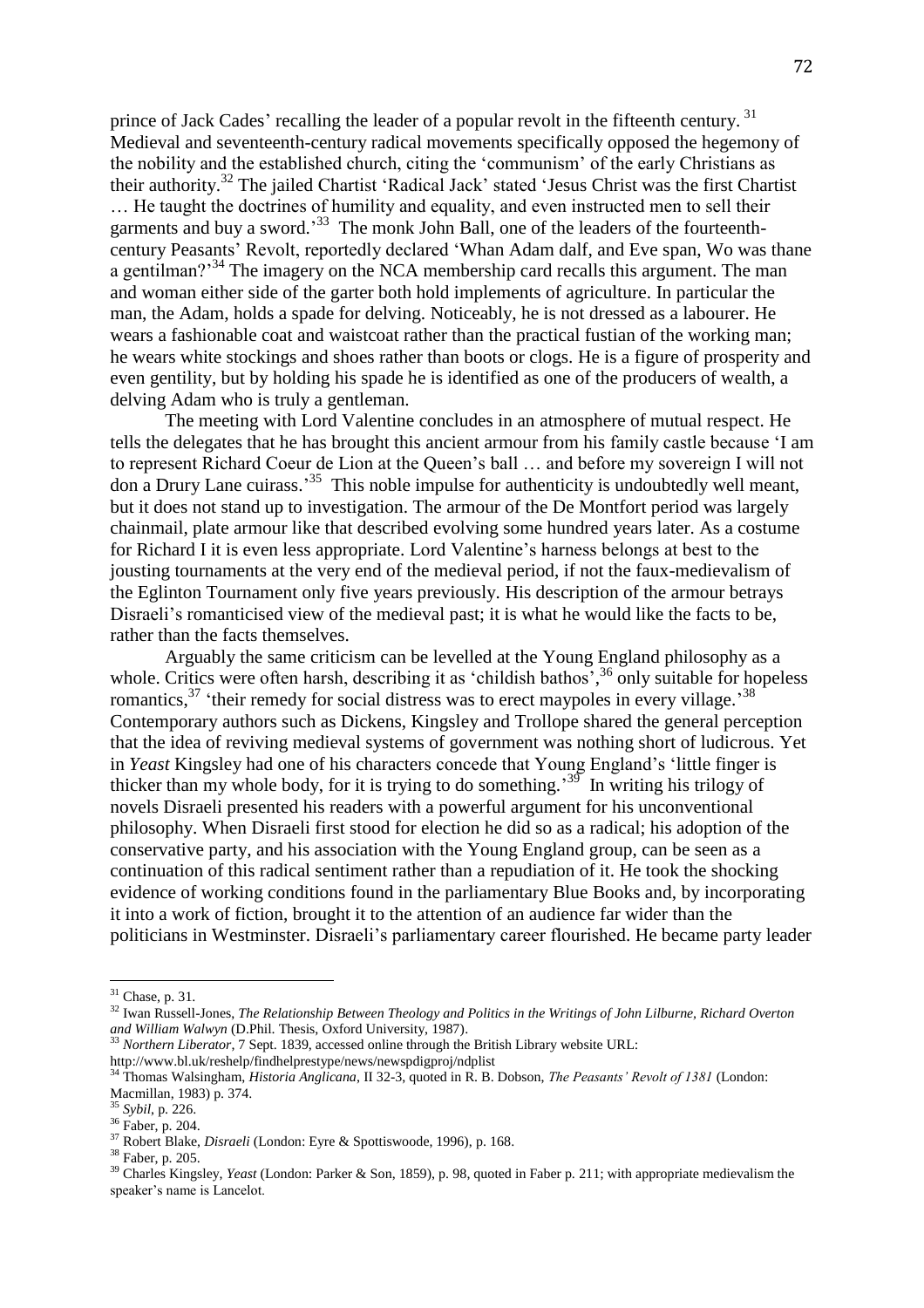prince of Jack Cades' recalling the leader of a popular revolt in the fifteenth century.[31] Medieval and seventeenth-century radical movements specifically opposed the hegemony of the nobility and the established church, citing the 'communism' of the early Christians as their authority.[32] The jailed Chartist 'Radical Jack' stated 'Jesus Christ was the first Chartist … He taught the doctrines of humility and equality, and even instructed men to sell their garments and buy a sword.'[33] The monk John Ball, one of the leaders of the fourteenth-century Peasants' Revolt, reportedly declared 'Whan Adam dalf, and Eve span, Wo was thane a gentilman?'[34] The imagery on the NCA membership card recalls this argument. The man and woman either side of the garter both hold implements of agriculture. In particular the man, the Adam, holds a spade for delving. Noticeably, he is not dressed as a labourer. He wears a fashionable coat and waistcoat rather than the practical fustian of the working man; he wears white stockings and shoes rather than boots or clogs. He is a figure of prosperity and even gentility, but by holding his spade he is identified as one of the producers of wealth, a delving Adam who is truly a gentleman.

The meeting with Lord Valentine concludes in an atmosphere of mutual respect. He tells the delegates that he has brought this ancient armour from his family castle because 'I am to represent Richard Coeur de Lion at the Queen's ball … and before my sovereign I will not don a Drury Lane cuirass.'[35] This noble impulse for authenticity is undoubtedly well meant, but it does not stand up to investigation. The armour of the De Montfort period was largely chainmail, plate armour like that described evolving some hundred years later. As a costume for Richard I it is even less appropriate. Lord Valentine's harness belongs at best to the jousting tournaments at the very end of the medieval period, if not the faux-medievalism of the Eglinton Tournament only five years previously. His description of the armour betrays Disraeli's romanticised view of the medieval past; it is what he would like the facts to be, rather than the facts themselves.

Arguably the same criticism can be levelled at the Young England philosophy as a whole. Critics were often harsh, describing it as 'childish bathos',[36] only suitable for hopeless romantics,[37] 'their remedy for social distress was to erect maypoles in every village.'[38] Contemporary authors such as Dickens, Kingsley and Trollope shared the general perception that the idea of reviving medieval systems of government was nothing short of ludicrous. Yet in *Yeast* Kingsley had one of his characters concede that Young England's 'little finger is thicker than my whole body, for it is trying to do something.'[39] In writing his trilogy of novels Disraeli presented his readers with a powerful argument for his unconventional philosophy. When Disraeli first stood for election he did so as a radical; his adoption of the conservative party, and his association with the Young England group, can be seen as a continuation of this radical sentiment rather than a repudiation of it. He took the shocking evidence of working conditions found in the parliamentary Blue Books and, by incorporating it into a work of fiction, brought it to the attention of an audience far wider than the politicians in Westminster. Disraeli's parliamentary career flourished. He became party leader

---

[31] Chase, p. 31.

[32] Iwan Russell-Jones, *The Relationship Between Theology and Politics in the Writings of John Lilburne, Richard Overton and William Walwyn* (D.Phil. Thesis, Oxford University, 1987).

[33] *Northern Liberator*, 7 Sept. 1839, accessed online through the British Library website URL: http://www.bl.uk/reshelp/findhelprestype/news/newspdigproj/ndplist

[34] Thomas Walsingham, *Historia Anglicana*, II 32-3, quoted in R. B. Dobson, *The Peasants' Revolt of 1381* (London: Macmillan, 1983) p. 374.

[35] *Sybil*, p. 226.

[36] Faber, p. 204.

[37] Robert Blake, *Disraeli* (London: Eyre & Spottiswoode, 1996), p. 168.

[38] Faber, p. 205.

[39] Charles Kingsley, *Yeast* (London: Parker & Son, 1859), p. 98, quoted in Faber p. 211; with appropriate medievalism the speaker's name is Lancelot.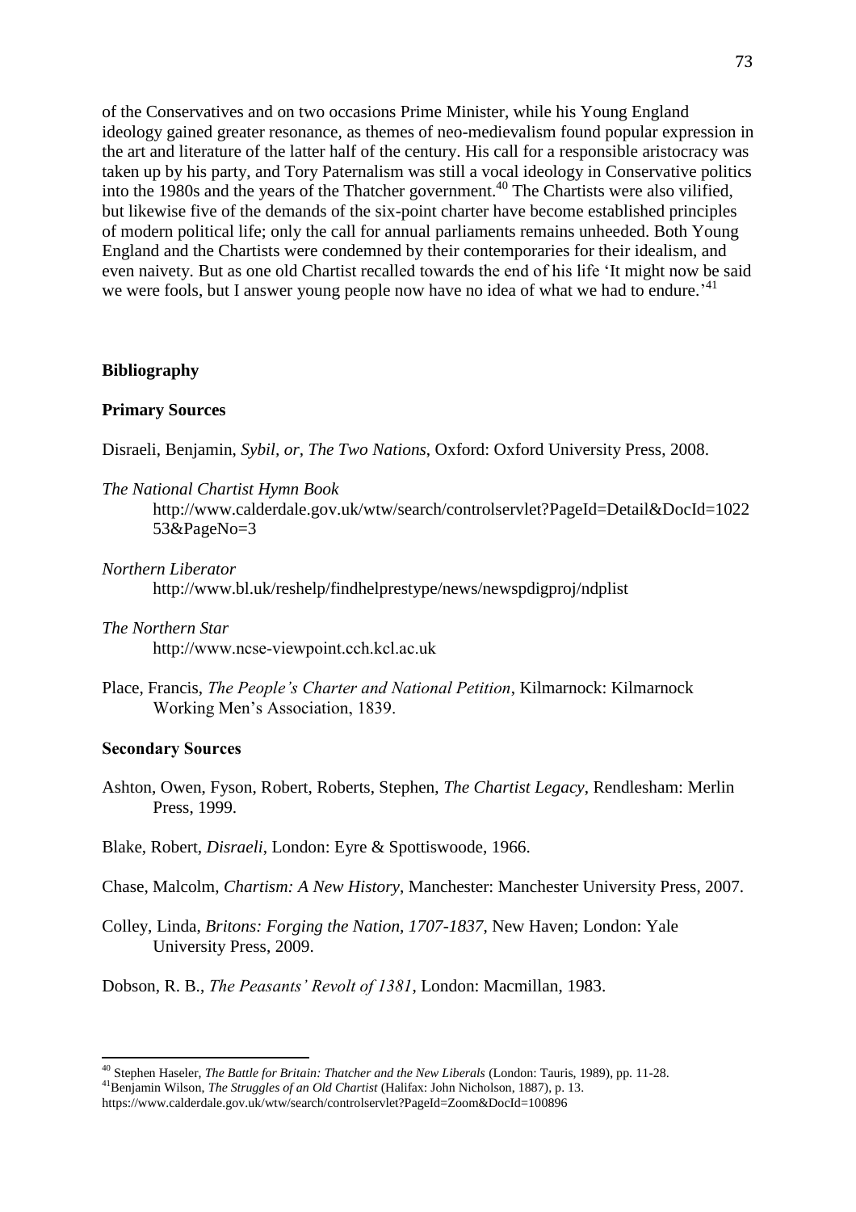of the Conservatives and on two occasions Prime Minister, while his Young England ideology gained greater resonance, as themes of neo-medievalism found popular expression in the art and literature of the latter half of the century. His call for a responsible aristocracy was taken up by his party, and Tory Paternalism was still a vocal ideology in Conservative politics into the 1980s and the years of the Thatcher government.[40] The Chartists were also vilified, but likewise five of the demands of the six-point charter have become established principles of modern political life; only the call for annual parliaments remains unheeded. Both Young England and the Chartists were condemned by their contemporaries for their idealism, and even naivety. But as one old Chartist recalled towards the end of his life 'It might now be said we were fools, but I answer young people now have no idea of what we had to endure.'[41]

## Bibliography

### Primary Sources

Disraeli, Benjamin, *Sybil, or, The Two Nations*, Oxford: Oxford University Press, 2008.

*The National Chartist Hymn Book*
http://www.calderdale.gov.uk/wtw/search/controlservlet?PageId=Detail&DocId=102253&PageNo=3

*Northern Liberator*
http://www.bl.uk/reshelp/findhelprestype/news/newspdigproj/ndplist

*The Northern Star*
http://www.ncse-viewpoint.cch.kcl.ac.uk

Place, Francis, *The People's Charter and National Petition*, Kilmarnock: Kilmarnock Working Men's Association, 1839.

### Secondary Sources

Ashton, Owen, Fyson, Robert, Roberts, Stephen, *The Chartist Legacy*, Rendlesham: Merlin Press, 1999.

Blake, Robert, *Disraeli*, London: Eyre & Spottiswoode, 1966.

Chase, Malcolm, *Chartism: A New History*, Manchester: Manchester University Press, 2007.

Colley, Linda, *Britons: Forging the Nation, 1707-1837*, New Haven; London: Yale University Press, 2009.

Dobson, R. B., *The Peasants' Revolt of 1381*, London: Macmillan, 1983.

---

[40] Stephen Haseler, *The Battle for Britain: Thatcher and the New Liberals* (London: Tauris, 1989), pp. 11-28.

[41] Benjamin Wilson, *The Struggles of an Old Chartist* (Halifax: John Nicholson, 1887), p. 13.
https://www.calderdale.gov.uk/wtw/search/controlservlet?PageId=Zoom&DocId=100896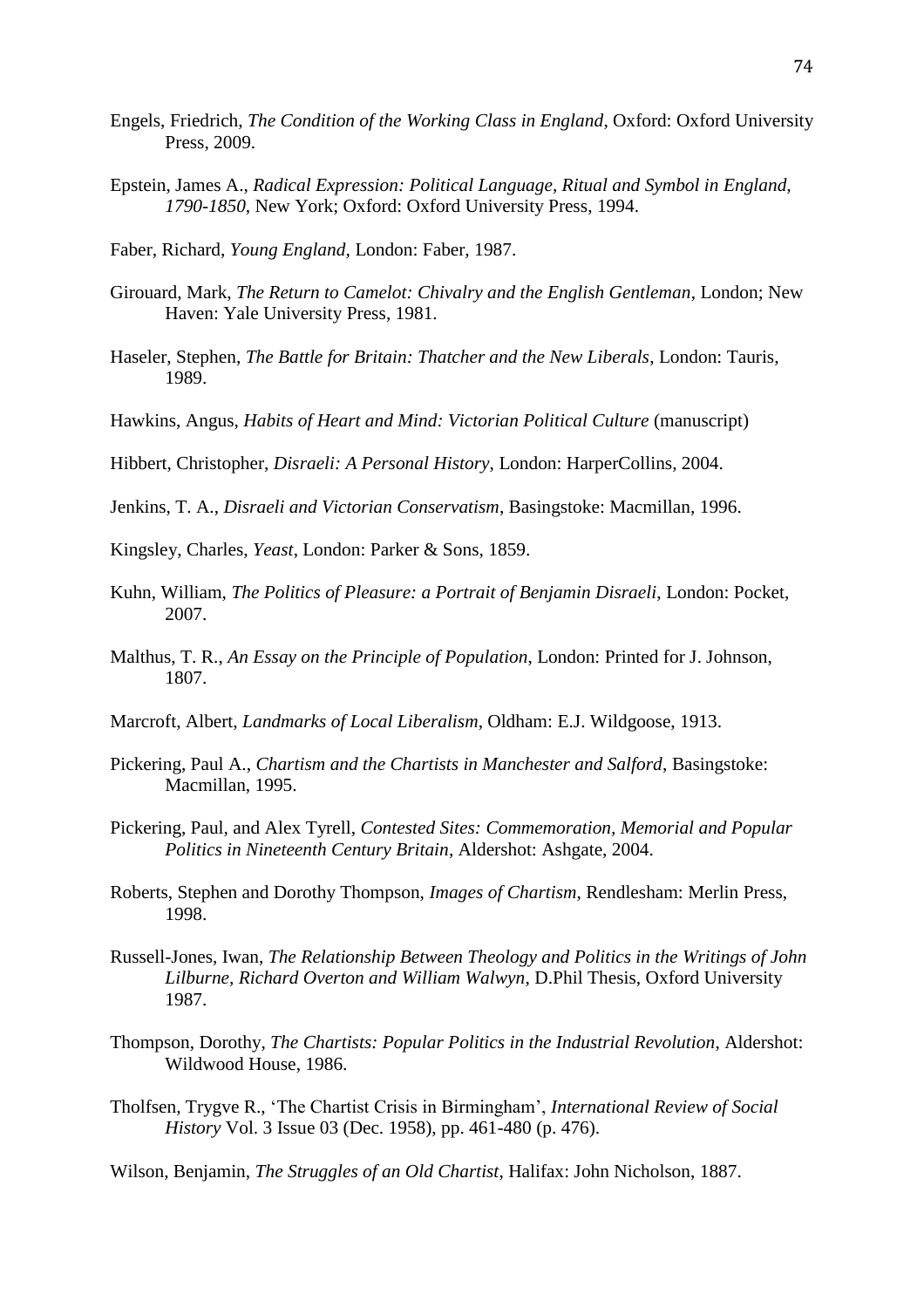Engels, Friedrich, *The Condition of the Working Class in England*, Oxford: Oxford University Press, 2009.

Epstein, James A., *Radical Expression: Political Language, Ritual and Symbol in England, 1790-1850*, New York; Oxford: Oxford University Press, 1994.

Faber, Richard, *Young England*, London: Faber, 1987.

Girouard, Mark, *The Return to Camelot: Chivalry and the English Gentleman*, London; New Haven: Yale University Press, 1981.

Haseler, Stephen, *The Battle for Britain: Thatcher and the New Liberals*, London: Tauris, 1989.

Hawkins, Angus, *Habits of Heart and Mind: Victorian Political Culture* (manuscript)

Hibbert, Christopher, *Disraeli: A Personal History*, London: HarperCollins, 2004.

Jenkins, T. A., *Disraeli and Victorian Conservatism*, Basingstoke: Macmillan, 1996.

Kingsley, Charles, *Yeast*, London: Parker & Sons, 1859.

Kuhn, William, *The Politics of Pleasure: a Portrait of Benjamin Disraeli*, London: Pocket, 2007.

Malthus, T. R., *An Essay on the Principle of Population*, London: Printed for J. Johnson, 1807.

Marcroft, Albert, *Landmarks of Local Liberalism*, Oldham: E.J. Wildgoose, 1913.

Pickering, Paul A., *Chartism and the Chartists in Manchester and Salford*, Basingstoke: Macmillan, 1995.

Pickering, Paul, and Alex Tyrell, *Contested Sites: Commemoration, Memorial and Popular Politics in Nineteenth Century Britain*, Aldershot: Ashgate, 2004.

Roberts, Stephen and Dorothy Thompson, *Images of Chartism*, Rendlesham: Merlin Press, 1998.

Russell-Jones, Iwan, *The Relationship Between Theology and Politics in the Writings of John Lilburne, Richard Overton and William Walwyn*, D.Phil Thesis, Oxford University 1987.

Thompson, Dorothy, *The Chartists: Popular Politics in the Industrial Revolution*, Aldershot: Wildwood House, 1986.

Tholfsen, Trygve R., 'The Chartist Crisis in Birmingham', *International Review of Social History* Vol. 3 Issue 03 (Dec. 1958), pp. 461-480 (p. 476).

Wilson, Benjamin, *The Struggles of an Old Chartist*, Halifax: John Nicholson, 1887.